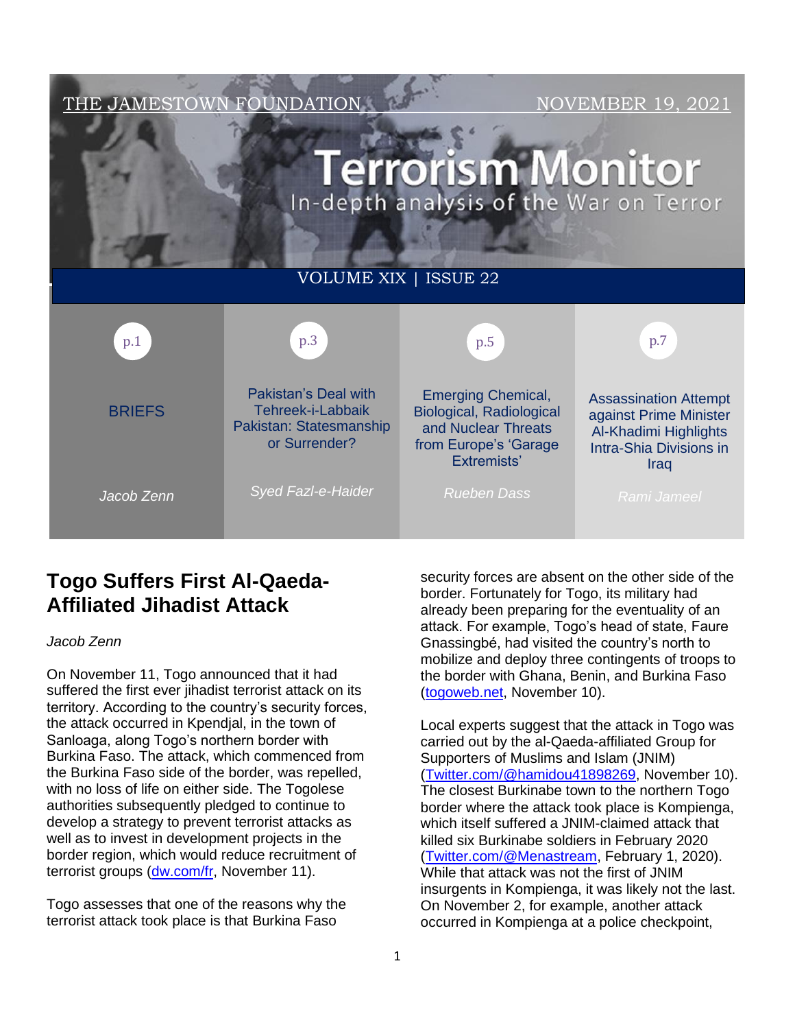THE JAMESTOWN FOUNDATION — NOVEMBER 19, 2021

# Terrorism Monitor

In-depth analysis of the War on Terror

VOLUME XIX | ISSUE 22

| p.1 | p.3 | p.5 | p.7 |
|---|---|---|---|
| BRIEFS | Pakistan's Deal with Tehreek-i-Labbaik Pakistan: Statesmanship or Surrender? | Emerging Chemical, Biological, Radiological and Nuclear Threats from Europe's 'Garage Extremists' | Assassination Attempt against Prime Minister Al-Khadimi Highlights Intra-Shia Divisions in Iraq |
| *Jacob Zenn* | *Syed Fazl-e-Haider* | *Rueben Dass* | *Rami Jameel* |

## Togo Suffers First Al-Qaeda-Affiliated Jihadist Attack

*Jacob Zenn*

On November 11, Togo announced that it had suffered the first ever jihadist terrorist attack on its territory. According to the country's security forces, the attack occurred in Kpendjal, in the town of Sanloaga, along Togo's northern border with Burkina Faso. The attack, which commenced from the Burkina Faso side of the border, was repelled, with no loss of life on either side. The Togolese authorities subsequently pledged to continue to develop a strategy to prevent terrorist attacks as well as to invest in development projects in the border region, which would reduce recruitment of terrorist groups (dw.com/fr, November 11).

Togo assesses that one of the reasons why the terrorist attack took place is that Burkina Faso security forces are absent on the other side of the border. Fortunately for Togo, its military had already been preparing for the eventuality of an attack. For example, Togo's head of state, Faure Gnassingbé, had visited the country's north to mobilize and deploy three contingents of troops to the border with Ghana, Benin, and Burkina Faso (togoweb.net, November 10).

Local experts suggest that the attack in Togo was carried out by the al-Qaeda-affiliated Group for Supporters of Muslims and Islam (JNIM) (Twitter.com/@hamidou41898269, November 10). The closest Burkinabe town to the northern Togo border where the attack took place is Kompienga, which itself suffered a JNIM-claimed attack that killed six Burkinabe soldiers in February 2020 (Twitter.com/@Menastream, February 1, 2020). While that attack was not the first of JNIM insurgents in Kompienga, it was likely not the last. On November 2, for example, another attack occurred in Kompienga at a police checkpoint,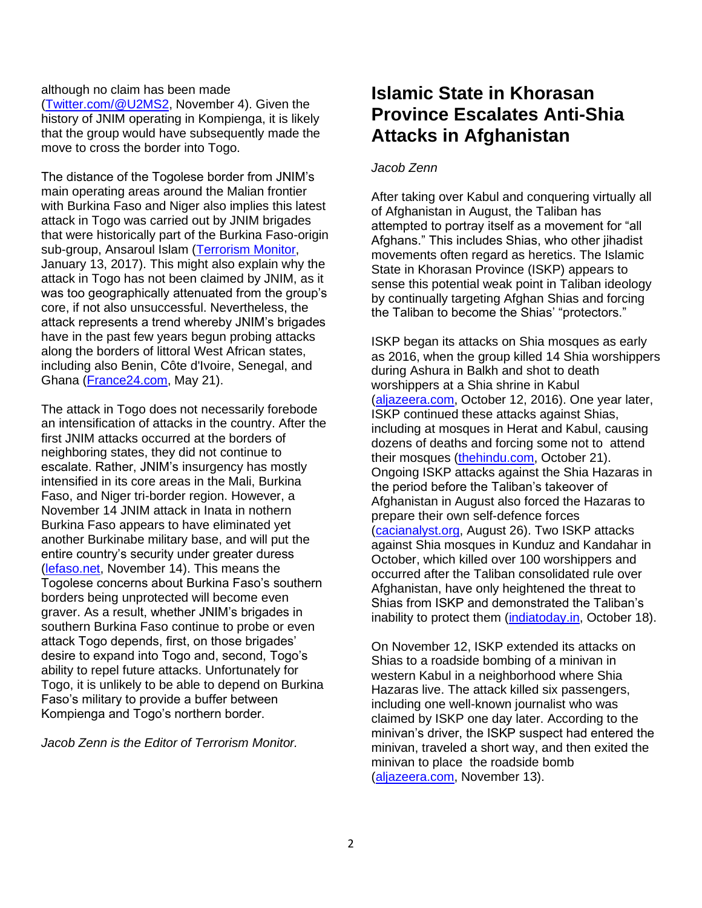although no claim has been made (Twitter.com/@U2MS2, November 4). Given the history of JNIM operating in Kompienga, it is likely that the group would have subsequently made the move to cross the border into Togo.

The distance of the Togolese border from JNIM's main operating areas around the Malian frontier with Burkina Faso and Niger also implies this latest attack in Togo was carried out by JNIM brigades that were historically part of the Burkina Faso-origin sub-group, Ansaroul Islam (Terrorism Monitor, January 13, 2017). This might also explain why the attack in Togo has not been claimed by JNIM, as it was geographically attenuated from the group's core, if not also unsuccessful. Nevertheless, the attack represents a trend whereby JNIM's brigades have in the past few years begun probing attacks along the borders of littoral West African states, including also Benin, Côte d'Ivoire, Senegal, and Ghana (France24.com, May 21).

The attack in Togo does not necessarily forebode an intensification of attacks in the country. After the first JNIM attacks occurred at the borders of neighboring states, they did not continue to escalate. Rather, JNIM's insurgency has mostly intensified in its core areas in the Mali, Burkina Faso, and Niger tri-border region. However, a November 14 JNIM attack in Inata in nothern Burkina Faso appears to have eliminated yet another Burkinabe military base, and will put the entire country's security under greater duress (lefaso.net, November 14). This means the Togolese concerns about Burkina Faso's southern borders being unprotected will become even graver. As a result, whether JNIM's brigades in southern Burkina Faso continue to probe or even attack Togo depends, first, on those brigades' desire to expand into Togo and, second, Togo's ability to repel future attacks. Unfortunately for Togo, it is unlikely to be able to depend on Burkina Faso's military to provide a buffer between Kompienga and Togo's northern border.

*Jacob Zenn is the Editor of Terrorism Monitor.*

# Islamic State in Khorasan Province Escalates Anti-Shia Attacks in Afghanistan

*Jacob Zenn*

After taking over Kabul and conquering virtually all of Afghanistan in August, the Taliban has attempted to portray itself as a movement for "all Afghans." This includes Shias, who other jihadist movements often regard as heretics. The Islamic State in Khorasan Province (ISKP) appears to sense this potential weak point in Taliban ideology by continually targeting Afghan Shias and forcing the Taliban to become the Shias' "protectors."

ISKP began its attacks on Shia mosques as early as 2016, when the group killed 14 Shia worshippers during Ashura in Balkh and shot to death worshippers at a Shia shrine in Kabul (aljazeera.com, October 12, 2016). One year later, ISKP continued these attacks against Shias, including at mosques in Herat and Kabul, causing dozens of deaths and forcing some not to attend their mosques (thehindu.com, October 21). Ongoing ISKP attacks against the Shia Hazaras in the period before the Taliban's takeover of Afghanistan in August also forced the Hazaras to prepare their own self-defence forces (cacianalyst.org, August 26). Two ISKP attacks against Shia mosques in Kunduz and Kandahar in October, which killed over 100 worshippers and occurred after the Taliban consolidated rule over Afghanistan, have only heightened the threat to Shias from ISKP and demonstrated the Taliban's inability to protect them (indiatoday.in, October 18).

On November 12, ISKP extended its attacks on Shias to a roadside bombing of a minivan in western Kabul in a neighborhood where Shia Hazaras live. The attack killed six passengers, including one well-known journalist who was claimed by ISKP one day later. According to the minivan's driver, the ISKP suspect had entered the minivan, traveled a short way, and then exited the minivan to place the roadside bomb (aljazeera.com, November 13).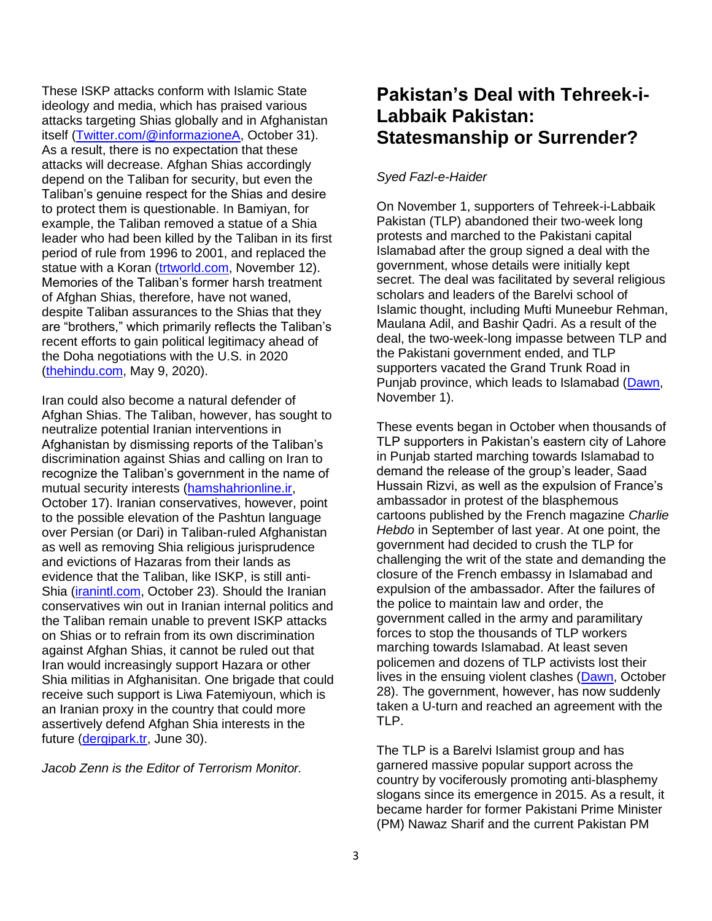These ISKP attacks conform with Islamic State ideology and media, which has praised various attacks targeting Shias globally and in Afghanistan itself (Twitter.com/@informazioneA, October 31). As a result, there is no expectation that these attacks will decrease. Afghan Shias accordingly depend on the Taliban for security, but even the Taliban's genuine respect for the Shias and desire to protect them is questionable. In Bamiyan, for example, the Taliban removed a statue of a Shia leader who had been killed by the Taliban in its first period of rule from 1996 to 2001, and replaced the statue with a Koran (trtworld.com, November 12). Memories of the Taliban's former harsh treatment of Afghan Shias, therefore, have not waned, despite Taliban assurances to the Shias that they are "brothers," which primarily reflects the Taliban's recent efforts to gain political legitimacy ahead of the Doha negotiations with the U.S. in 2020 (thehindu.com, May 9, 2020).

Iran could also become a natural defender of Afghan Shias. The Taliban, however, has sought to neutralize potential Iranian interventions in Afghanistan by dismissing reports of the Taliban's discrimination against Shias and calling on Iran to recognize the Taliban's government in the name of mutual security interests (hamshahrionline.ir, October 17). Iranian conservatives, however, point to the possible elevation of the Pashtun language over Persian (or Dari) in Taliban-ruled Afghanistan as well as removing Shia religious jurisprudence and evictions of Hazaras from their lands as evidence that the Taliban, like ISKP, is still anti-Shia (iranintl.com, October 23). Should the Iranian conservatives win out in Iranian internal politics and the Taliban remain unable to prevent ISKP attacks on Shias or to refrain from its own discrimination against Afghan Shias, it cannot be ruled out that Iran would increasingly support Hazara or other Shia militias in Afghanisitan. One brigade that could receive such support is Liwa Fatemiyoun, which is an Iranian proxy in the country that could more assertively defend Afghan Shia interests in the future (dergipark.tr, June 30).

*Jacob Zenn is the Editor of Terrorism Monitor.*

# Pakistan's Deal with Tehreek-i-Labbaik Pakistan: Statesmanship or Surrender?

*Syed Fazl-e-Haider*

On November 1, supporters of Tehreek-i-Labbaik Pakistan (TLP) abandoned their two-week long protests and marched to the Pakistani capital Islamabad after the group signed a deal with the government, whose details were initially kept secret. The deal was facilitated by several religious scholars and leaders of the Barelvi school of Islamic thought, including Mufti Muneebur Rehman, Maulana Adil, and Bashir Qadri. As a result of the deal, the two-week-long impasse between TLP and the Pakistani government ended, and TLP supporters vacated the Grand Trunk Road in Punjab province, which leads to Islamabad (Dawn, November 1).

These events began in October when thousands of TLP supporters in Pakistan's eastern city of Lahore in Punjab started marching towards Islamabad to demand the release of the group's leader, Saad Hussain Rizvi, as well as the expulsion of France's ambassador in protest of the blasphemous cartoons published by the French magazine *Charlie Hebdo* in September of last year. At one point, the government had decided to crush the TLP for challenging the writ of the state and demanding the closure of the French embassy in Islamabad and expulsion of the ambassador. After the failures of the police to maintain law and order, the government called in the army and paramilitary forces to stop the thousands of TLP workers marching towards Islamabad. At least seven policemen and dozens of TLP activists lost their lives in the ensuing violent clashes (Dawn, October 28). The government, however, has now suddenly taken a U-turn and reached an agreement with the TLP.

The TLP is a Barelvi Islamist group and has garnered massive popular support across the country by vociferously promoting anti-blasphemy slogans since its emergence in 2015. As a result, it became harder for former Pakistani Prime Minister (PM) Nawaz Sharif and the current Pakistan PM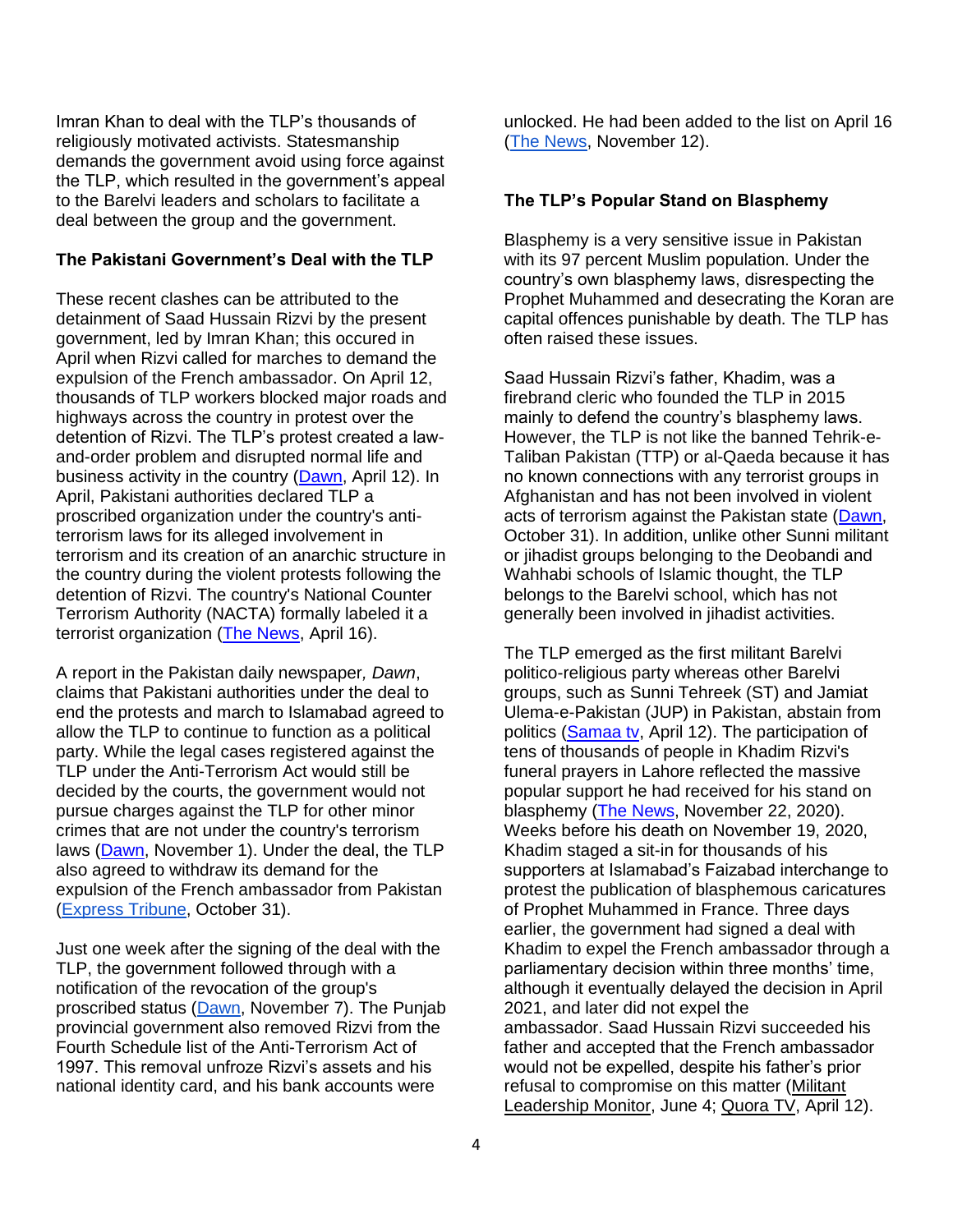Imran Khan to deal with the TLP's thousands of religiously motivated activists. Statesmanship demands the government avoid using force against the TLP, which resulted in the government's appeal to the Barelvi leaders and scholars to facilitate a deal between the group and the government.

**The Pakistani Government's Deal with the TLP**

These recent clashes can be attributed to the detainment of Saad Hussain Rizvi by the present government, led by Imran Khan; this occured in April when Rizvi called for marches to demand the expulsion of the French ambassador. On April 12, thousands of TLP workers blocked major roads and highways across the country in protest over the detention of Rizvi. The TLP's protest created a law-and-order problem and disrupted normal life and business activity in the country (Dawn, April 12). In April, Pakistani authorities declared TLP a proscribed organization under the country's anti-terrorism laws for its alleged involvement in terrorism and its creation of an anarchic structure in the country during the violent protests following the detention of Rizvi. The country's National Counter Terrorism Authority (NACTA) formally labeled it a terrorist organization (The News, April 16).

A report in the Pakistan daily newspaper*, Dawn*, claims that Pakistani authorities under the deal to end the protests and march to Islamabad agreed to allow the TLP to continue to function as a political party. While the legal cases registered against the TLP under the Anti-Terrorism Act would still be decided by the courts, the government would not pursue charges against the TLP for other minor crimes that are not under the country's terrorism laws (Dawn, November 1). Under the deal, the TLP also agreed to withdraw its demand for the expulsion of the French ambassador from Pakistan (Express Tribune, October 31).

Just one week after the signing of the deal with the TLP, the government followed through with a notification of the revocation of the group's proscribed status (Dawn, November 7). The Punjab provincial government also removed Rizvi from the Fourth Schedule list of the Anti-Terrorism Act of 1997. This removal unfroze Rizvi's assets and his national identity card, and his bank accounts were unlocked. He had been added to the list on April 16 (The News, November 12).

**The TLP's Popular Stand on Blasphemy**

Blasphemy is a very sensitive issue in Pakistan with its 97 percent Muslim population. Under the country's own blasphemy laws, disrespecting the Prophet Muhammed and desecrating the Koran are capital offences punishable by death. The TLP has often raised these issues.

Saad Hussain Rizvi's father, Khadim, was a firebrand cleric who founded the TLP in 2015 mainly to defend the country's blasphemy laws. However, the TLP is not like the banned Tehrik-e-Taliban Pakistan (TTP) or al-Qaeda because it has no known connections with any terrorist groups in Afghanistan and has not been involved in violent acts of terrorism against the Pakistan state (Dawn, October 31). In addition, unlike other Sunni militant or jihadist groups belonging to the Deobandi and Wahhabi schools of Islamic thought, the TLP belongs to the Barelvi school, which has not generally been involved in jihadist activities.

The TLP emerged as the first militant Barelvi politico-religious party whereas other Barelvi groups, such as Sunni Tehreek (ST) and Jamiat Ulema-e-Pakistan (JUP) in Pakistan, abstain from politics (Samaa tv, April 12). The participation of tens of thousands of people in Khadim Rizvi's funeral prayers in Lahore reflected the massive popular support he had received for his stand on blasphemy (The News, November 22, 2020). Weeks before his death on November 19, 2020, Khadim staged a sit-in for thousands of his supporters at Islamabad's Faizabad interchange to protest the publication of blasphemous caricatures of Prophet Muhammed in France. Three days earlier, the government had signed a deal with Khadim to expel the French ambassador through a parliamentary decision within three months' time, although it eventually delayed the decision in April 2021, and later did not expel the ambassador. Saad Hussain Rizvi succeeded his father and accepted that the French ambassador would not be expelled, despite his father's prior refusal to compromise on this matter (Militant Leadership Monitor, June 4; Quora TV, April 12).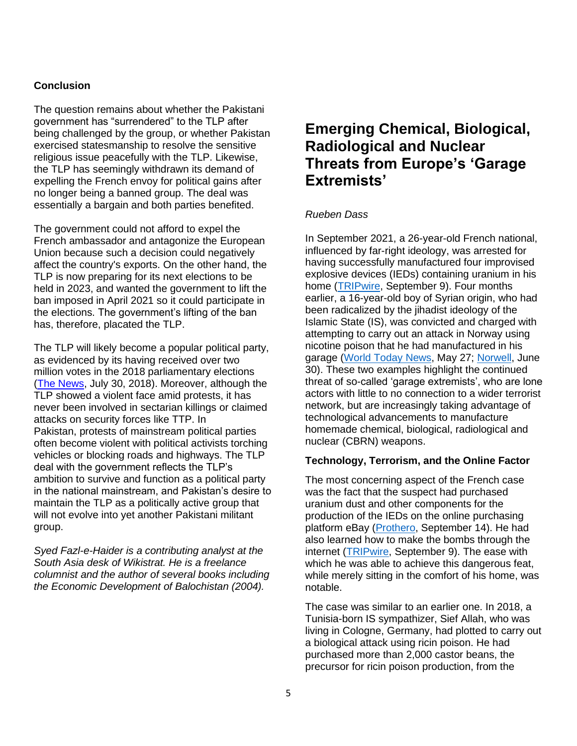## Conclusion

The question remains about whether the Pakistani government has "surrendered" to the TLP after being challenged by the group, or whether Pakistan exercised statesmanship to resolve the sensitive religious issue peacefully with the TLP. Likewise, the TLP has seemingly withdrawn its demand of expelling the French envoy for political gains after no longer being a banned group. The deal was essentially a bargain and both parties benefited.

The government could not afford to expel the French ambassador and antagonize the European Union because such a decision could negatively affect the country's exports. On the other hand, the TLP is now preparing for its next elections to be held in 2023, and wanted the government to lift the ban imposed in April 2021 so it could participate in the elections. The government's lifting of the ban has, therefore, placated the TLP.

The TLP will likely become a popular political party, as evidenced by its having received over two million votes in the 2018 parliamentary elections (The News, July 30, 2018). Moreover, although the TLP showed a violent face amid protests, it has never been involved in sectarian killings or claimed attacks on security forces like TTP. In Pakistan, protests of mainstream political parties often become violent with political activists torching vehicles or blocking roads and highways. The TLP deal with the government reflects the TLP's ambition to survive and function as a political party in the national mainstream, and Pakistan's desire to maintain the TLP as a politically active group that will not evolve into yet another Pakistani militant group.

*Syed Fazl-e-Haider is a contributing analyst at the South Asia desk of Wikistrat. He is a freelance columnist and the author of several books including the Economic Development of Balochistan (2004).*

# Emerging Chemical, Biological, Radiological and Nuclear Threats from Europe's 'Garage Extremists'

*Rueben Dass*

In September 2021, a 26-year-old French national, influenced by far-right ideology, was arrested for having successfully manufactured four improvised explosive devices (IEDs) containing uranium in his home (TRIPwire, September 9). Four months earlier, a 16-year-old boy of Syrian origin, who had been radicalized by the jihadist ideology of the Islamic State (IS), was convicted and charged with attempting to carry out an attack in Norway using nicotine poison that he had manufactured in his garage (World Today News, May 27; Norwell, June 30). These two examples highlight the continued threat of so-called 'garage extremists', who are lone actors with little to no connection to a wider terrorist network, but are increasingly taking advantage of technological advancements to manufacture homemade chemical, biological, radiological and nuclear (CBRN) weapons.

## Technology, Terrorism, and the Online Factor

The most concerning aspect of the French case was the fact that the suspect had purchased uranium dust and other components for the production of the IEDs on the online purchasing platform eBay (Prothero, September 14). He had also learned how to make the bombs through the internet (TRIPwire, September 9). The ease with which he was able to achieve this dangerous feat, while merely sitting in the comfort of his home, was notable.

The case was similar to an earlier one. In 2018, a Tunisia-born IS sympathizer, Sief Allah, who was living in Cologne, Germany, had plotted to carry out a biological attack using ricin poison. He had purchased more than 2,000 castor beans, the precursor for ricin poison production, from the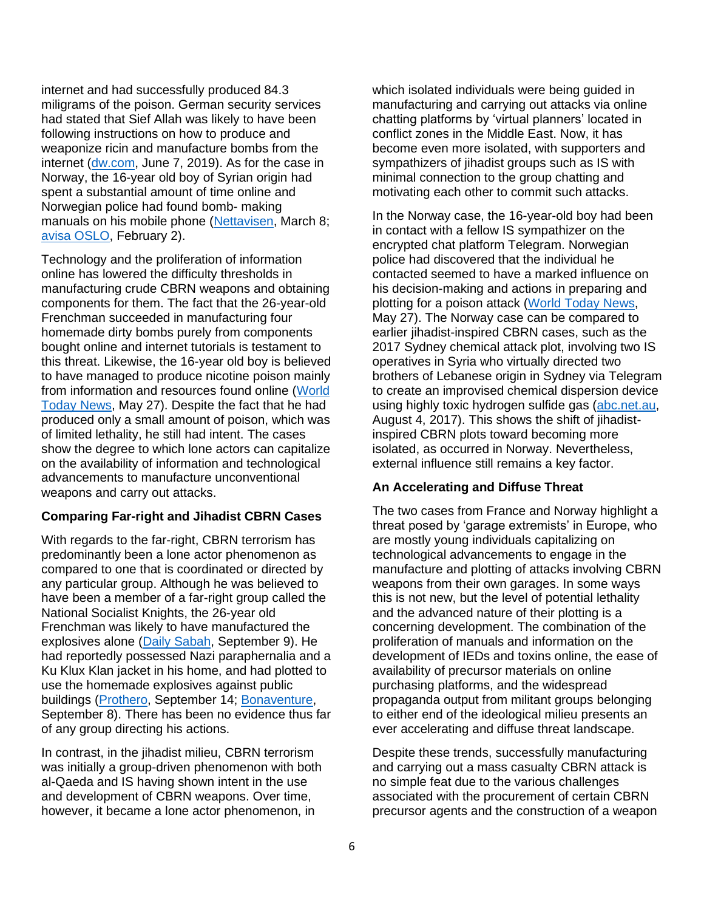internet and had successfully produced 84.3 miligrams of the poison. German security services had stated that Sief Allah was likely to have been following instructions on how to produce and weaponize ricin and manufacture bombs from the internet (dw.com, June 7, 2019). As for the case in Norway, the 16-year old boy of Syrian origin had spent a substantial amount of time online and Norwegian police had found bomb- making manuals on his mobile phone (Nettavisen, March 8; avisa OSLO, February 2).

Technology and the proliferation of information online has lowered the difficulty thresholds in manufacturing crude CBRN weapons and obtaining components for them. The fact that the 26-year-old Frenchman succeeded in manufacturing four homemade dirty bombs purely from components bought online and internet tutorials is testament to this threat. Likewise, the 16-year old boy is believed to have managed to produce nicotine poison mainly from information and resources found online (World Today News, May 27). Despite the fact that he had produced only a small amount of poison, which was of limited lethality, he still had intent. The cases show the degree to which lone actors can capitalize on the availability of information and technological advancements to manufacture unconventional weapons and carry out attacks.

**Comparing Far-right and Jihadist CBRN Cases**

With regards to the far-right, CBRN terrorism has predominantly been a lone actor phenomenon as compared to one that is coordinated or directed by any particular group. Although he was believed to have been a member of a far-right group called the National Socialist Knights, the 26-year old Frenchman was likely to have manufactured the explosives alone (Daily Sabah, September 9). He had reportedly possessed Nazi paraphernalia and a Ku Klux Klan jacket in his home, and had plotted to use the homemade explosives against public buildings (Prothero, September 14; Bonaventure, September 8). There has been no evidence thus far of any group directing his actions.

In contrast, in the jihadist milieu, CBRN terrorism was initially a group-driven phenomenon with both al-Qaeda and IS having shown intent in the use and development of CBRN weapons. Over time, however, it became a lone actor phenomenon, in which isolated individuals were being guided in manufacturing and carrying out attacks via online chatting platforms by 'virtual planners' located in conflict zones in the Middle East. Now, it has become even more isolated, with supporters and sympathizers of jihadist groups such as IS with minimal connection to the group chatting and motivating each other to commit such attacks.

In the Norway case, the 16-year-old boy had been in contact with a fellow IS sympathizer on the encrypted chat platform Telegram. Norwegian police had discovered that the individual he contacted seemed to have a marked influence on his decision-making and actions in preparing and plotting for a poison attack (World Today News, May 27). The Norway case can be compared to earlier jihadist-inspired CBRN cases, such as the 2017 Sydney chemical attack plot, involving two IS operatives in Syria who virtually directed two brothers of Lebanese origin in Sydney via Telegram to create an improvised chemical dispersion device using highly toxic hydrogen sulfide gas (abc.net.au, August 4, 2017). This shows the shift of jihadist-inspired CBRN plots toward becoming more isolated, as occurred in Norway. Nevertheless, external influence still remains a key factor.

**An Accelerating and Diffuse Threat**

The two cases from France and Norway highlight a threat posed by 'garage extremists' in Europe, who are mostly young individuals capitalizing on technological advancements to engage in the manufacture and plotting of attacks involving CBRN weapons from their own garages. In some ways this is not new, but the level of potential lethality and the advanced nature of their plotting is a concerning development. The combination of the proliferation of manuals and information on the development of IEDs and toxins online, the ease of availability of precursor materials on online purchasing platforms, and the widespread propaganda output from militant groups belonging to either end of the ideological milieu presents an ever accelerating and diffuse threat landscape.

Despite these trends, successfully manufacturing and carrying out a mass casualty CBRN attack is no simple feat due to the various challenges associated with the procurement of certain CBRN precursor agents and the construction of a weapon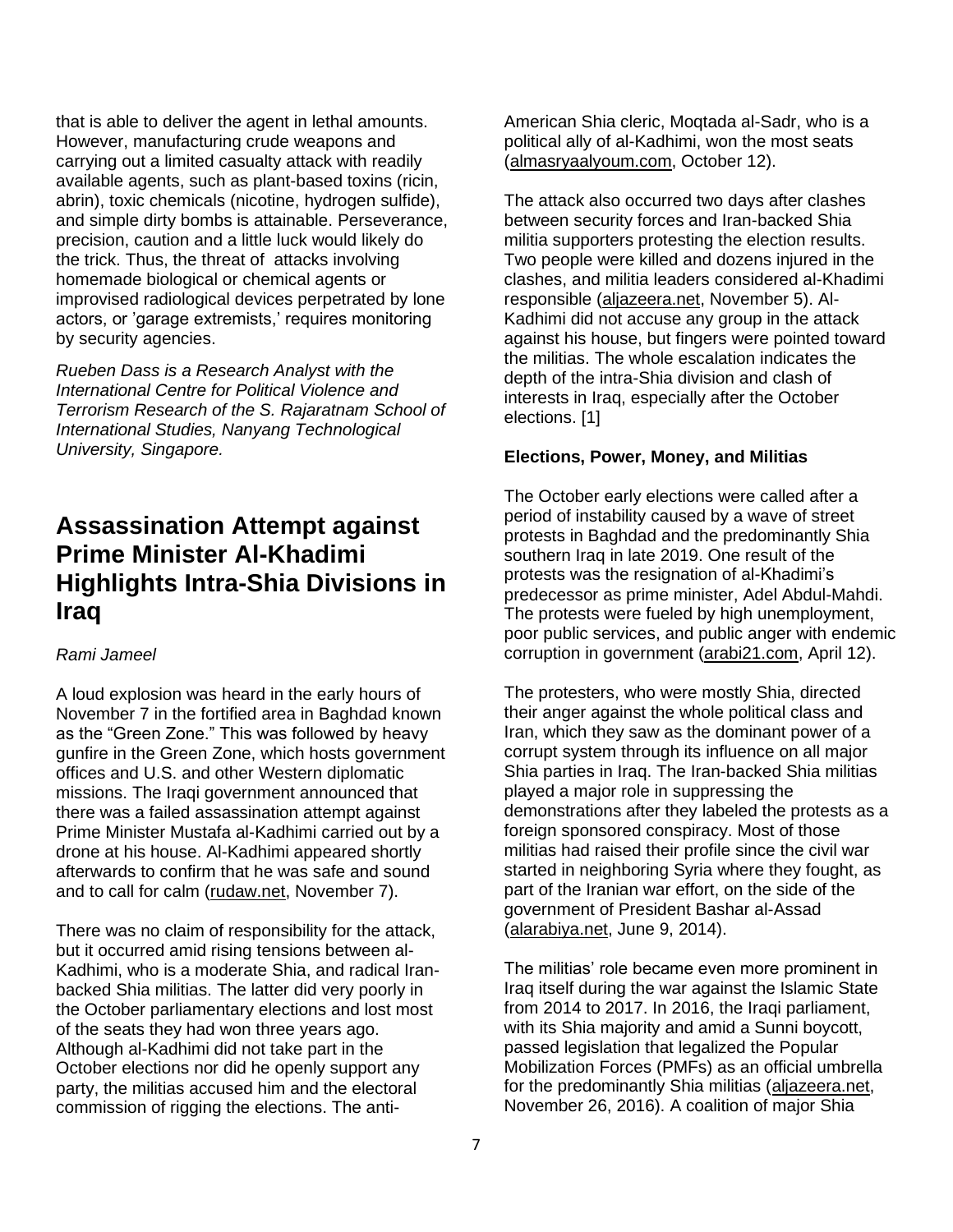that is able to deliver the agent in lethal amounts. However, manufacturing crude weapons and carrying out a limited casualty attack with readily available agents, such as plant-based toxins (ricin, abrin), toxic chemicals (nicotine, hydrogen sulfide), and simple dirty bombs is attainable. Perseverance, precision, caution and a little luck would likely do the trick. Thus, the threat of attacks involving homemade biological or chemical agents or improvised radiological devices perpetrated by lone actors, or 'garage extremists,' requires monitoring by security agencies.

*Rueben Dass is a Research Analyst with the International Centre for Political Violence and Terrorism Research of the S. Rajaratnam School of International Studies, Nanyang Technological University, Singapore.*

# Assassination Attempt against Prime Minister Al-Khadimi Highlights Intra-Shia Divisions in Iraq

*Rami Jameel*

A loud explosion was heard in the early hours of November 7 in the fortified area in Baghdad known as the "Green Zone." This was followed by heavy gunfire in the Green Zone, which hosts government offices and U.S. and other Western diplomatic missions. The Iraqi government announced that there was a failed assassination attempt against Prime Minister Mustafa al-Kadhimi carried out by a drone at his house. Al-Kadhimi appeared shortly afterwards to confirm that he was safe and sound and to call for calm (rudaw.net, November 7).

There was no claim of responsibility for the attack, but it occurred amid rising tensions between al-Kadhimi, who is a moderate Shia, and radical Iran-backed Shia militias. The latter did very poorly in the October parliamentary elections and lost most of the seats they had won three years ago. Although al-Kadhimi did not take part in the October elections nor did he openly support any party, the militias accused him and the electoral commission of rigging the elections. The anti-American Shia cleric, Moqtada al-Sadr, who is a political ally of al-Kadhimi, won the most seats (almasryaalyoum.com, October 12).

The attack also occurred two days after clashes between security forces and Iran-backed Shia militia supporters protesting the election results. Two people were killed and dozens injured in the clashes, and militia leaders considered al-Khadimi responsible (aljazeera.net, November 5). Al-Kadhimi did not accuse any group in the attack against his house, but fingers were pointed toward the militias. The whole escalation indicates the depth of the intra-Shia division and clash of interests in Iraq, especially after the October elections. [1]

**Elections, Power, Money, and Militias**

The October early elections were called after a period of instability caused by a wave of street protests in Baghdad and the predominantly Shia southern Iraq in late 2019. One result of the protests was the resignation of al-Khadimi's predecessor as prime minister, Adel Abdul-Mahdi. The protests were fueled by high unemployment, poor public services, and public anger with endemic corruption in government (arabi21.com, April 12).

The protesters, who were mostly Shia, directed their anger against the whole political class and Iran, which they saw as the dominant power of a corrupt system through its influence on all major Shia parties in Iraq. The Iran-backed Shia militias played a major role in suppressing the demonstrations after they labeled the protests as a foreign sponsored conspiracy. Most of those militias had raised their profile since the civil war started in neighboring Syria where they fought, as part of the Iranian war effort, on the side of the government of President Bashar al-Assad (alarabiya.net, June 9, 2014).

The militias' role became even more prominent in Iraq itself during the war against the Islamic State from 2014 to 2017. In 2016, the Iraqi parliament, with its Shia majority and amid a Sunni boycott, passed legislation that legalized the Popular Mobilization Forces (PMFs) as an official umbrella for the predominantly Shia militias (aljazeera.net, November 26, 2016). A coalition of major Shia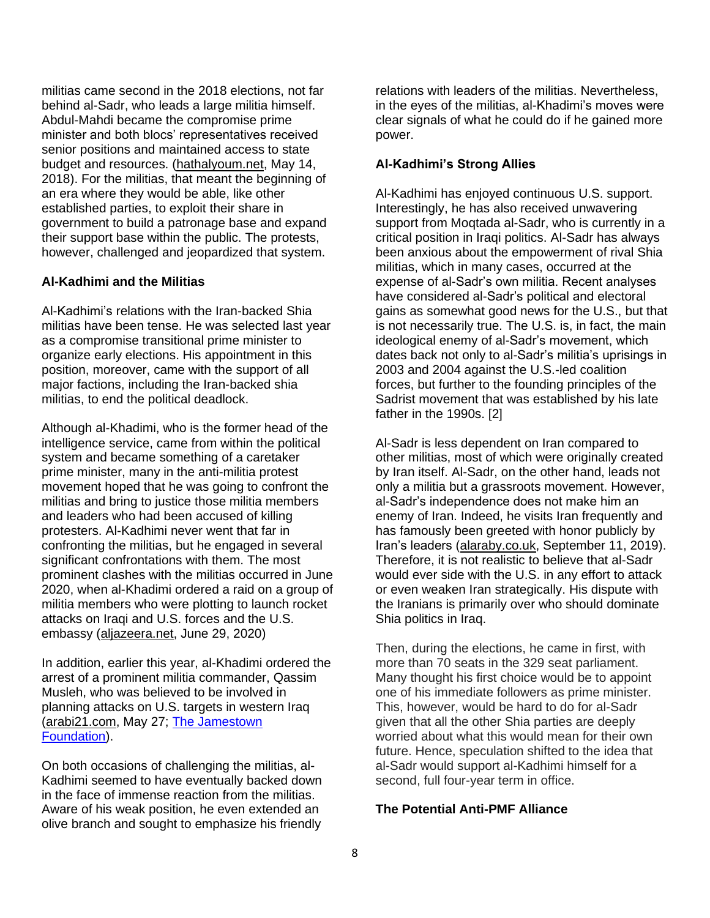militias came second in the 2018 elections, not far behind al-Sadr, who leads a large militia himself. Abdul-Mahdi became the compromise prime minister and both blocs' representatives received senior positions and maintained access to state budget and resources. (hathalyoum.net, May 14, 2018). For the militias, that meant the beginning of an era where they would be able, like other established parties, to exploit their share in government to build a patronage base and expand their support base within the public. The protests, however, challenged and jeopardized that system.

**Al-Kadhimi and the Militias**

Al-Kadhimi's relations with the Iran-backed Shia militias have been tense. He was selected last year as a compromise transitional prime minister to organize early elections. His appointment in this position, moreover, came with the support of all major factions, including the Iran-backed shia militias, to end the political deadlock.

Although al-Khadimi, who is the former head of the intelligence service, came from within the political system and became something of a caretaker prime minister, many in the anti-militia protest movement hoped that he was going to confront the militias and bring to justice those militia members and leaders who had been accused of killing protesters. Al-Kadhimi never went that far in confronting the militias, but he engaged in several significant confrontations with them. The most prominent clashes with the militias occurred in June 2020, when al-Khadimi ordered a raid on a group of militia members who were plotting to launch rocket attacks on Iraqi and U.S. forces and the U.S. embassy (aljazeera.net, June 29, 2020)

In addition, earlier this year, al-Khadimi ordered the arrest of a prominent militia commander, Qassim Musleh, who was believed to be involved in planning attacks on U.S. targets in western Iraq (arabi21.com, May 27; The Jamestown Foundation).

On both occasions of challenging the militias, al-Kadhimi seemed to have eventually backed down in the face of immense reaction from the militias. Aware of his weak position, he even extended an olive branch and sought to emphasize his friendly relations with leaders of the militias. Nevertheless, in the eyes of the militias, al-Khadimi's moves were clear signals of what he could do if he gained more power.

**Al-Kadhimi's Strong Allies**

Al-Kadhimi has enjoyed continuous U.S. support. Interestingly, he has also received unwavering support from Moqtada al-Sadr, who is currently in a critical position in Iraqi politics. Al-Sadr has always been anxious about the empowerment of rival Shia militias, which in many cases, occurred at the expense of al-Sadr's own militia. Recent analyses have considered al-Sadr's political and electoral gains as somewhat good news for the U.S., but that is not necessarily true. The U.S. is, in fact, the main ideological enemy of al-Sadr's movement, which dates back not only to al-Sadr's militia's uprisings in 2003 and 2004 against the U.S.-led coalition forces, but further to the founding principles of the Sadrist movement that was established by his late father in the 1990s. [2]

Al-Sadr is less dependent on Iran compared to other militias, most of which were originally created by Iran itself. Al-Sadr, on the other hand, leads not only a militia but a grassroots movement. However, al-Sadr's independence does not make him an enemy of Iran. Indeed, he visits Iran frequently and has famously been greeted with honor publicly by Iran's leaders (alaraby.co.uk, September 11, 2019). Therefore, it is not realistic to believe that al-Sadr would ever side with the U.S. in any effort to attack or even weaken Iran strategically. His dispute with the Iranians is primarily over who should dominate Shia politics in Iraq.

Then, during the elections, he came in first, with more than 70 seats in the 329 seat parliament. Many thought his first choice would be to appoint one of his immediate followers as prime minister. This, however, would be hard to do for al-Sadr given that all the other Shia parties are deeply worried about what this would mean for their own future. Hence, speculation shifted to the idea that al-Sadr would support al-Kadhimi himself for a second, full four-year term in office.

**The Potential Anti-PMF Alliance**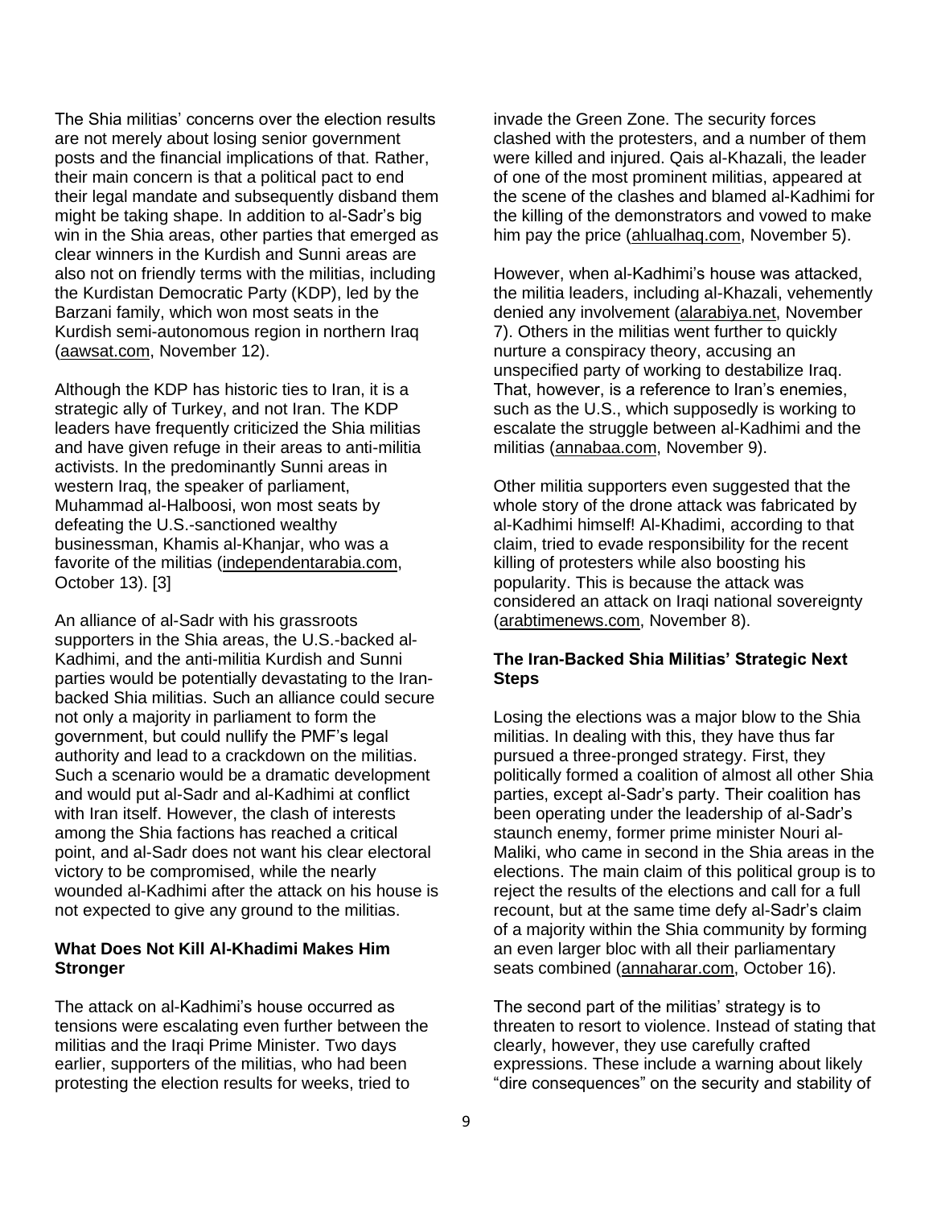The Shia militias' concerns over the election results are not merely about losing senior government posts and the financial implications of that. Rather, their main concern is that a political pact to end their legal mandate and subsequently disband them might be taking shape. In addition to al-Sadr's big win in the Shia areas, other parties that emerged as clear winners in the Kurdish and Sunni areas are also not on friendly terms with the militias, including the Kurdistan Democratic Party (KDP), led by the Barzani family, which won most seats in the Kurdish semi-autonomous region in northern Iraq (aawsat.com, November 12).

Although the KDP has historic ties to Iran, it is a strategic ally of Turkey, and not Iran. The KDP leaders have frequently criticized the Shia militias and have given refuge in their areas to anti-militia activists. In the predominantly Sunni areas in western Iraq, the speaker of parliament, Muhammad al-Halboosi, won most seats by defeating the U.S.-sanctioned wealthy businessman, Khamis al-Khanjar, who was a favorite of the militias (independentarabia.com, October 13). [3]

An alliance of al-Sadr with his grassroots supporters in the Shia areas, the U.S.-backed al-Kadhimi, and the anti-militia Kurdish and Sunni parties would be potentially devastating to the Iran-backed Shia militias. Such an alliance could secure not only a majority in parliament to form the government, but could nullify the PMF's legal authority and lead to a crackdown on the militias. Such a scenario would be a dramatic development and would put al-Sadr and al-Kadhimi at conflict with Iran itself. However, the clash of interests among the Shia factions has reached a critical point, and al-Sadr does not want his clear electoral victory to be compromised, while the nearly wounded al-Kadhimi after the attack on his house is not expected to give any ground to the militias.

## What Does Not Kill Al-Khadimi Makes Him Stronger

The attack on al-Kadhimi's house occurred as tensions were escalating even further between the militias and the Iraqi Prime Minister. Two days earlier, supporters of the militias, who had been protesting the election results for weeks, tried to invade the Green Zone. The security forces clashed with the protesters, and a number of them were killed and injured. Qais al-Khazali, the leader of one of the most prominent militias, appeared at the scene of the clashes and blamed al-Kadhimi for the killing of the demonstrators and vowed to make him pay the price (ahlualhaq.com, November 5).

However, when al-Kadhimi's house was attacked, the militia leaders, including al-Khazali, vehemently denied any involvement (alarabiya.net, November 7). Others in the militias went further to quickly nurture a conspiracy theory, accusing an unspecified party of working to destabilize Iraq. That, however, is a reference to Iran's enemies, such as the U.S., which supposedly is working to escalate the struggle between al-Kadhimi and the militias (annabaa.com, November 9).

Other militia supporters even suggested that the whole story of the drone attack was fabricated by al-Kadhimi himself! Al-Khadimi, according to that claim, tried to evade responsibility for the recent killing of protesters while also boosting his popularity. This is because the attack was considered an attack on Iraqi national sovereignty (arabtimenews.com, November 8).

## The Iran-Backed Shia Militias' Strategic Next Steps

Losing the elections was a major blow to the Shia militias. In dealing with this, they have thus far pursued a three-pronged strategy. First, they politically formed a coalition of almost all other Shia parties, except al-Sadr's party. Their coalition has been operating under the leadership of al-Sadr's staunch enemy, former prime minister Nouri al-Maliki, who came in second in the Shia areas in the elections. The main claim of this political group is to reject the results of the elections and call for a full recount, but at the same time defy al-Sadr's claim of a majority within the Shia community by forming an even larger bloc with all their parliamentary seats combined (annaharar.com, October 16).

The second part of the militias' strategy is to threaten to resort to violence. Instead of stating that clearly, however, they use carefully crafted expressions. These include a warning about likely "dire consequences" on the security and stability of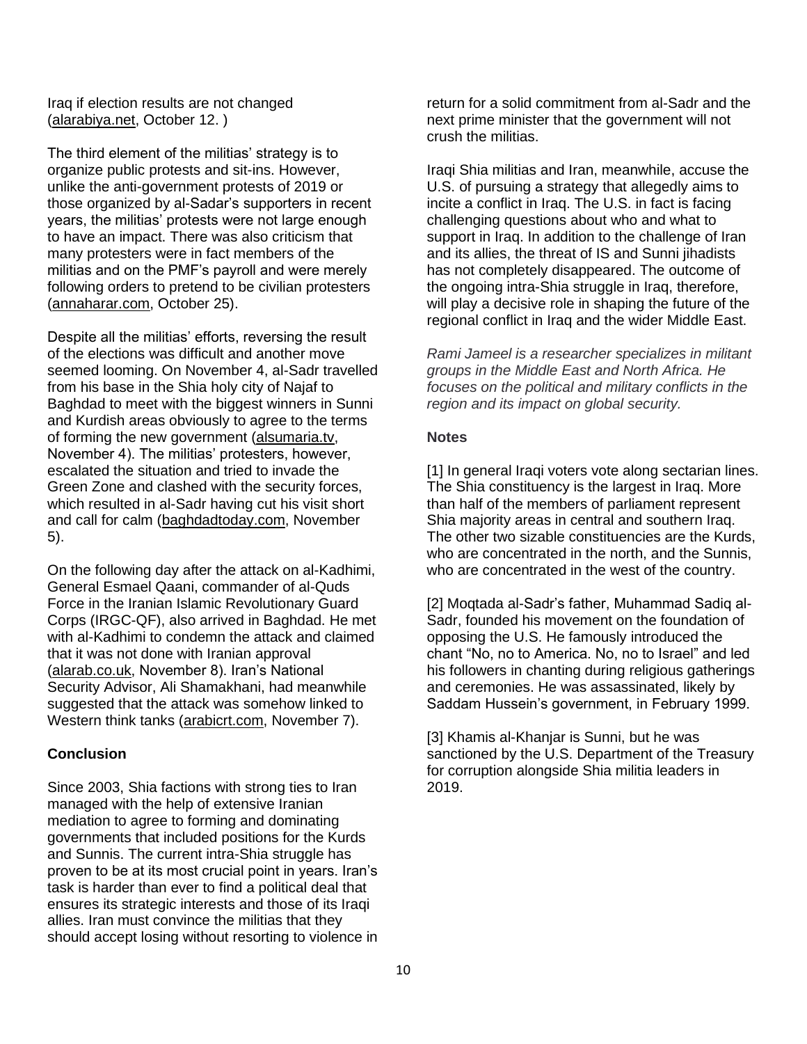Iraq if election results are not changed (alarabiya.net, October 12. )

The third element of the militias' strategy is to organize public protests and sit-ins. However, unlike the anti-government protests of 2019 or those organized by al-Sadar's supporters in recent years, the militias' protests were not large enough to have an impact. There was also criticism that many protesters were in fact members of the militias and on the PMF's payroll and were merely following orders to pretend to be civilian protesters (annaharar.com, October 25).

Despite all the militias' efforts, reversing the result of the elections was difficult and another move seemed looming. On November 4, al-Sadr travelled from his base in the Shia holy city of Najaf to Baghdad to meet with the biggest winners in Sunni and Kurdish areas obviously to agree to the terms of forming the new government (alsumaria.tv, November 4). The militias' protesters, however, escalated the situation and tried to invade the Green Zone and clashed with the security forces, which resulted in al-Sadr having cut his visit short and call for calm (baghdadtoday.com, November 5).

On the following day after the attack on al-Kadhimi, General Esmael Qaani, commander of al-Quds Force in the Iranian Islamic Revolutionary Guard Corps (IRGC-QF), also arrived in Baghdad. He met with al-Kadhimi to condemn the attack and claimed that it was not done with Iranian approval (alarab.co.uk, November 8). Iran's National Security Advisor, Ali Shamakhani, had meanwhile suggested that the attack was somehow linked to Western think tanks (arabicrt.com, November 7).

**Conclusion**

Since 2003, Shia factions with strong ties to Iran managed with the help of extensive Iranian mediation to agree to forming and dominating governments that included positions for the Kurds and Sunnis. The current intra-Shia struggle has proven to be at its most crucial point in years. Iran's task is harder than ever to find a political deal that ensures its strategic interests and those of its Iraqi allies. Iran must convince the militias that they should accept losing without resorting to violence in return for a solid commitment from al-Sadr and the next prime minister that the government will not crush the militias.

Iraqi Shia militias and Iran, meanwhile, accuse the U.S. of pursuing a strategy that allegedly aims to incite a conflict in Iraq. The U.S. in fact is facing challenging questions about who and what to support in Iraq. In addition to the challenge of Iran and its allies, the threat of IS and Sunni jihadists has not completely disappeared. The outcome of the ongoing intra-Shia struggle in Iraq, therefore, will play a decisive role in shaping the future of the regional conflict in Iraq and the wider Middle East.

*Rami Jameel is a researcher specializes in militant groups in the Middle East and North Africa. He focuses on the political and military conflicts in the region and its impact on global security.*

**Notes**

[1] In general Iraqi voters vote along sectarian lines. The Shia constituency is the largest in Iraq. More than half of the members of parliament represent Shia majority areas in central and southern Iraq. The other two sizable constituencies are the Kurds, who are concentrated in the north, and the Sunnis, who are concentrated in the west of the country.

[2] Moqtada al-Sadr's father, Muhammad Sadiq al-Sadr, founded his movement on the foundation of opposing the U.S. He famously introduced the chant "No, no to America. No, no to Israel" and led his followers in chanting during religious gatherings and ceremonies. He was assassinated, likely by Saddam Hussein's government, in February 1999.

[3] Khamis al-Khanjar is Sunni, but he was sanctioned by the U.S. Department of the Treasury for corruption alongside Shia militia leaders in 2019.